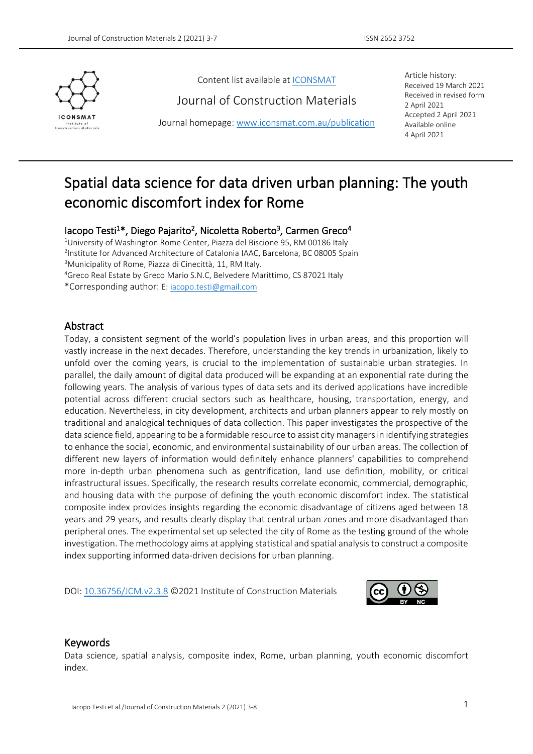Content list available at ICONSMAT

Journal of Construction Materials

Journal homepage: www.iconsmat.com.au/publication

Article history:
Received 19 March 2021
Received in revised form 2 April 2021
Accepted 2 April 2021
Available online 4 April 2021

# Spatial data science for data driven urban planning: The youth economic discomfort index for Rome

**Iacopo Testi[1]\*, Diego Pajarito[2], Nicoletta Roberto[3], Carmen Greco[4]**

[1]University of Washington Rome Center, Piazza del Biscione 95, RM 00186 Italy
[2]Institute for Advanced Architecture of Catalonia IAAC, Barcelona, BC 08005 Spain
[3]Municipality of Rome, Piazza di Cinecittà, 11, RM Italy.
[4]Greco Real Estate by Greco Mario S.N.C, Belvedere Marittimo, CS 87021 Italy
\*Corresponding author: E: iacopo.testi@gmail.com

## Abstract

Today, a consistent segment of the world's population lives in urban areas, and this proportion will vastly increase in the next decades. Therefore, understanding the key trends in urbanization, likely to unfold over the coming years, is crucial to the implementation of sustainable urban strategies. In parallel, the daily amount of digital data produced will be expanding at an exponential rate during the following years. The analysis of various types of data sets and its derived applications have incredible potential across different crucial sectors such as healthcare, housing, transportation, energy, and education. Nevertheless, in city development, architects and urban planners appear to rely mostly on traditional and analogical techniques of data collection. This paper investigates the prospective of the data science field, appearing to be a formidable resource to assist city managers in identifying strategies to enhance the social, economic, and environmental sustainability of our urban areas. The collection of different new layers of information would definitely enhance planners' capabilities to comprehend more in-depth urban phenomena such as gentrification, land use definition, mobility, or critical infrastructural issues. Specifically, the research results correlate economic, commercial, demographic, and housing data with the purpose of defining the youth economic discomfort index. The statistical composite index provides insights regarding the economic disadvantage of citizens aged between 18 years and 29 years, and results clearly display that central urban zones and more disadvantaged than peripheral ones. The experimental set up selected the city of Rome as the testing ground of the whole investigation. The methodology aims at applying statistical and spatial analysis to construct a composite index supporting informed data-driven decisions for urban planning.

DOI: 10.36756/JCM.v2.3.8 ©2021 Institute of Construction Materials

## Keywords

Data science, spatial analysis, composite index, Rome, urban planning, youth economic discomfort index.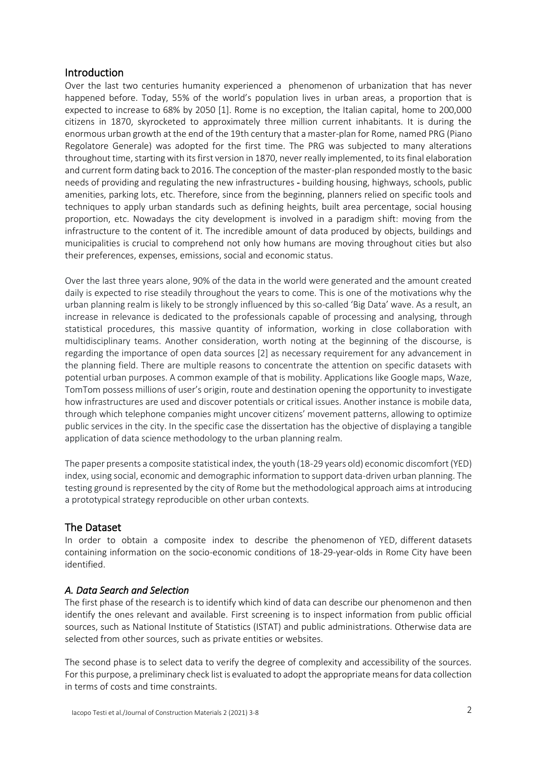## Introduction

Over the last two centuries humanity experienced a phenomenon of urbanization that has never happened before. Today, 55% of the world's population lives in urban areas, a proportion that is expected to increase to 68% by 2050 [1]. Rome is no exception, the Italian capital, home to 200,000 citizens in 1870, skyrocketed to approximately three million current inhabitants. It is during the enormous urban growth at the end of the 19th century that a master-plan for Rome, named PRG (Piano Regolatore Generale) was adopted for the first time. The PRG was subjected to many alterations throughout time, starting with its first version in 1870, never really implemented, to its final elaboration and current form dating back to 2016. The conception of the master-plan responded mostly to the basic needs of providing and regulating the new infrastructures - building housing, highways, schools, public amenities, parking lots, etc. Therefore, since from the beginning, planners relied on specific tools and techniques to apply urban standards such as defining heights, built area percentage, social housing proportion, etc. Nowadays the city development is involved in a paradigm shift: moving from the infrastructure to the content of it. The incredible amount of data produced by objects, buildings and municipalities is crucial to comprehend not only how humans are moving throughout cities but also their preferences, expenses, emissions, social and economic status.

Over the last three years alone, 90% of the data in the world were generated and the amount created daily is expected to rise steadily throughout the years to come. This is one of the motivations why the urban planning realm is likely to be strongly influenced by this so-called 'Big Data' wave. As a result, an increase in relevance is dedicated to the professionals capable of processing and analysing, through statistical procedures, this massive quantity of information, working in close collaboration with multidisciplinary teams. Another consideration, worth noting at the beginning of the discourse, is regarding the importance of open data sources [2] as necessary requirement for any advancement in the planning field. There are multiple reasons to concentrate the attention on specific datasets with potential urban purposes. A common example of that is mobility. Applications like Google maps, Waze, TomTom possess millions of user's origin, route and destination opening the opportunity to investigate how infrastructures are used and discover potentials or critical issues. Another instance is mobile data, through which telephone companies might uncover citizens' movement patterns, allowing to optimize public services in the city. In the specific case the dissertation has the objective of displaying a tangible application of data science methodology to the urban planning realm.

The paper presents a composite statistical index, the youth (18-29 years old) economic discomfort (YED) index, using social, economic and demographic information to support data-driven urban planning. The testing ground is represented by the city of Rome but the methodological approach aims at introducing a prototypical strategy reproducible on other urban contexts.

## The Dataset

In order to obtain a composite index to describe the phenomenon of YED, different datasets containing information on the socio-economic conditions of 18-29-year-olds in Rome City have been identified.

### *A. Data Search and Selection*

The first phase of the research is to identify which kind of data can describe our phenomenon and then identify the ones relevant and available. First screening is to inspect information from public official sources, such as National Institute of Statistics (ISTAT) and public administrations. Otherwise data are selected from other sources, such as private entities or websites.

The second phase is to select data to verify the degree of complexity and accessibility of the sources. For this purpose, a preliminary check list is evaluated to adopt the appropriate means for data collection in terms of costs and time constraints.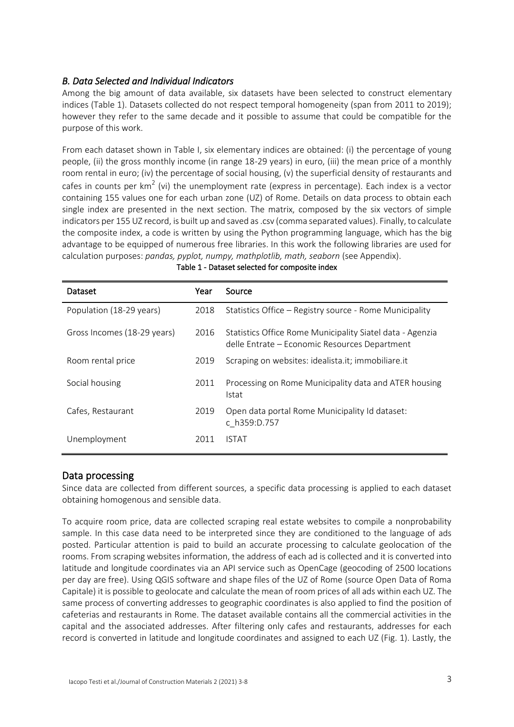### *B. Data Selected and Individual Indicators*

Among the big amount of data available, six datasets have been selected to construct elementary indices (Table 1). Datasets collected do not respect temporal homogeneity (span from 2011 to 2019); however they refer to the same decade and it possible to assume that could be compatible for the purpose of this work.

From each dataset shown in Table I, six elementary indices are obtained: (i) the percentage of young people, (ii) the gross monthly income (in range 18-29 years) in euro, (iii) the mean price of a monthly room rental in euro; (iv) the percentage of social housing, (v) the superficial density of restaurants and cafes in counts per $km^2$ (vi) the unemployment rate (express in percentage). Each index is a vector containing 155 values one for each urban zone (UZ) of Rome. Details on data process to obtain each single index are presented in the next section. The matrix, composed by the six vectors of simple indicators per 155 UZ record, is built up and saved as .csv (comma separated values). Finally, to calculate the composite index, a code is written by using the Python programming language, which has the big advantage to be equipped of numerous free libraries. In this work the following libraries are used for calculation purposes: *pandas, pyplot, numpy, mathplotlib, math, seaborn* (see Appendix).

**Table 1 - Dataset selected for composite index**

| Dataset | Year | Source |
|---|---|---|
| Population (18-29 years) | 2018 | Statistics Office – Registry source - Rome Municipality |
| Gross Incomes (18-29 years) | 2016 | Statistics Office Rome Municipality Siatel data - Agenzia delle Entrate – Economic Resources Department |
| Room rental price | 2019 | Scraping on websites: idealista.it; immobiliare.it |
| Social housing | 2011 | Processing on Rome Municipality data and ATER housing Istat |
| Cafes, Restaurant | 2019 | Open data portal Rome Municipality Id dataset: c_h359:D.757 |
| Unemployment | 2011 | ISTAT |

## Data processing

Since data are collected from different sources, a specific data processing is applied to each dataset obtaining homogenous and sensible data.

To acquire room price, data are collected scraping real estate websites to compile a nonprobability sample. In this case data need to be interpreted since they are conditioned to the language of ads posted. Particular attention is paid to build an accurate processing to calculate geolocation of the rooms. From scraping websites information, the address of each ad is collected and it is converted into latitude and longitude coordinates via an API service such as OpenCage (geocoding of 2500 locations per day are free). Using QGIS software and shape files of the UZ of Rome (source Open Data of Roma Capitale) it is possible to geolocate and calculate the mean of room prices of all ads within each UZ. The same process of converting addresses to geographic coordinates is also applied to find the position of cafeterias and restaurants in Rome. The dataset available contains all the commercial activities in the capital and the associated addresses. After filtering only cafes and restaurants, addresses for each record is converted in latitude and longitude coordinates and assigned to each UZ (Fig. 1). Lastly, the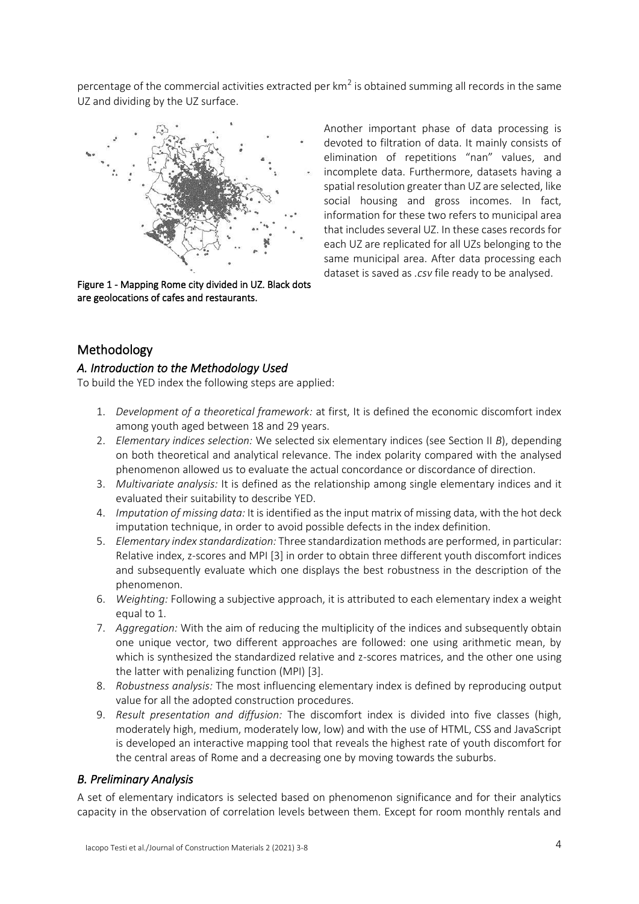percentage of the commercial activities extracted per km$^2$ is obtained summing all records in the same UZ and dividing by the UZ surface.

Figure 1 - Mapping Rome city divided in UZ. Black dots are geolocations of cafes and restaurants.

Another important phase of data processing is devoted to filtration of data. It mainly consists of elimination of repetitions "nan" values, and incomplete data. Furthermore, datasets having a spatial resolution greater than UZ are selected, like social housing and gross incomes. In fact, information for these two refers to municipal area that includes several UZ. In these cases records for each UZ are replicated for all UZs belonging to the same municipal area. After data processing each dataset is saved as *.csv* file ready to be analysed.

## Methodology

### *A. Introduction to the Methodology Used*

To build the YED index the following steps are applied:

1. *Development of a theoretical framework:* at first, It is defined the economic discomfort index among youth aged between 18 and 29 years.
2. *Elementary indices selection:* We selected six elementary indices (see Section II *B*), depending on both theoretical and analytical relevance. The index polarity compared with the analysed phenomenon allowed us to evaluate the actual concordance or discordance of direction.
3. *Multivariate analysis:* It is defined as the relationship among single elementary indices and it evaluated their suitability to describe YED.
4. *Imputation of missing data:* It is identified as the input matrix of missing data, with the hot deck imputation technique, in order to avoid possible defects in the index definition.
5. *Elementary index standardization:* Three standardization methods are performed, in particular: Relative index, z-scores and MPI [3] in order to obtain three different youth discomfort indices and subsequently evaluate which one displays the best robustness in the description of the phenomenon.
6. *Weighting:* Following a subjective approach, it is attributed to each elementary index a weight equal to 1.
7. *Aggregation:* With the aim of reducing the multiplicity of the indices and subsequently obtain one unique vector, two different approaches are followed: one using arithmetic mean, by which is synthesized the standardized relative and z-scores matrices, and the other one using the latter with penalizing function (MPI) [3].
8. *Robustness analysis:* The most influencing elementary index is defined by reproducing output value for all the adopted construction procedures.
9. *Result presentation and diffusion:* The discomfort index is divided into five classes (high, moderately high, medium, moderately low, low) and with the use of HTML, CSS and JavaScript is developed an interactive mapping tool that reveals the highest rate of youth discomfort for the central areas of Rome and a decreasing one by moving towards the suburbs.

### *B. Preliminary Analysis*

A set of elementary indicators is selected based on phenomenon significance and for their analytics capacity in the observation of correlation levels between them. Except for room monthly rentals and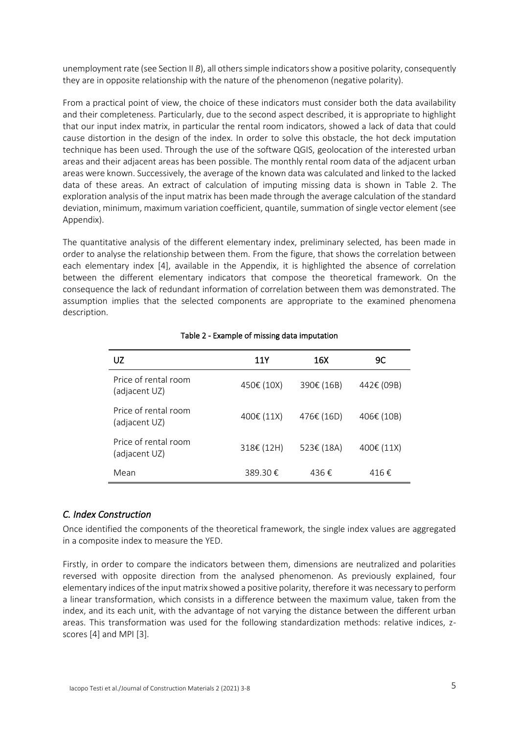unemployment rate (see Section II *B*), all others simple indicators show a positive polarity, consequently they are in opposite relationship with the nature of the phenomenon (negative polarity).

From a practical point of view, the choice of these indicators must consider both the data availability and their completeness. Particularly, due to the second aspect described, it is appropriate to highlight that our input index matrix, in particular the rental room indicators, showed a lack of data that could cause distortion in the design of the index. In order to solve this obstacle, the hot deck imputation technique has been used. Through the use of the software QGIS, geolocation of the interested urban areas and their adjacent areas has been possible. The monthly rental room data of the adjacent urban areas were known. Successively, the average of the known data was calculated and linked to the lacked data of these areas. An extract of calculation of imputing missing data is shown in Table 2. The exploration analysis of the input matrix has been made through the average calculation of the standard deviation, minimum, maximum variation coefficient, quantile, summation of single vector element (see Appendix).

The quantitative analysis of the different elementary index, preliminary selected, has been made in order to analyse the relationship between them. From the figure, that shows the correlation between each elementary index [4], available in the Appendix, it is highlighted the absence of correlation between the different elementary indicators that compose the theoretical framework. On the consequence the lack of redundant information of correlation between them was demonstrated. The assumption implies that the selected components are appropriate to the examined phenomena description.

Table 2 - Example of missing data imputation

| UZ | 11Y | 16X | 9C |
|---|---|---|---|
| Price of rental room (adjacent UZ) | 450€ (10X) | 390€ (16B) | 442€ (09B) |
| Price of rental room (adjacent UZ) | 400€ (11X) | 476€ (16D) | 406€ (10B) |
| Price of rental room (adjacent UZ) | 318€ (12H) | 523€ (18A) | 400€ (11X) |
| Mean | 389.30 € | 436 € | 416 € |

## *C. Index Construction*

Once identified the components of the theoretical framework, the single index values are aggregated in a composite index to measure the YED.

Firstly, in order to compare the indicators between them, dimensions are neutralized and polarities reversed with opposite direction from the analysed phenomenon. As previously explained, four elementary indices of the input matrix showed a positive polarity, therefore it was necessary to perform a linear transformation, which consists in a difference between the maximum value, taken from the index, and its each unit, with the advantage of not varying the distance between the different urban areas. This transformation was used for the following standardization methods: relative indices, z-scores [4] and MPI [3].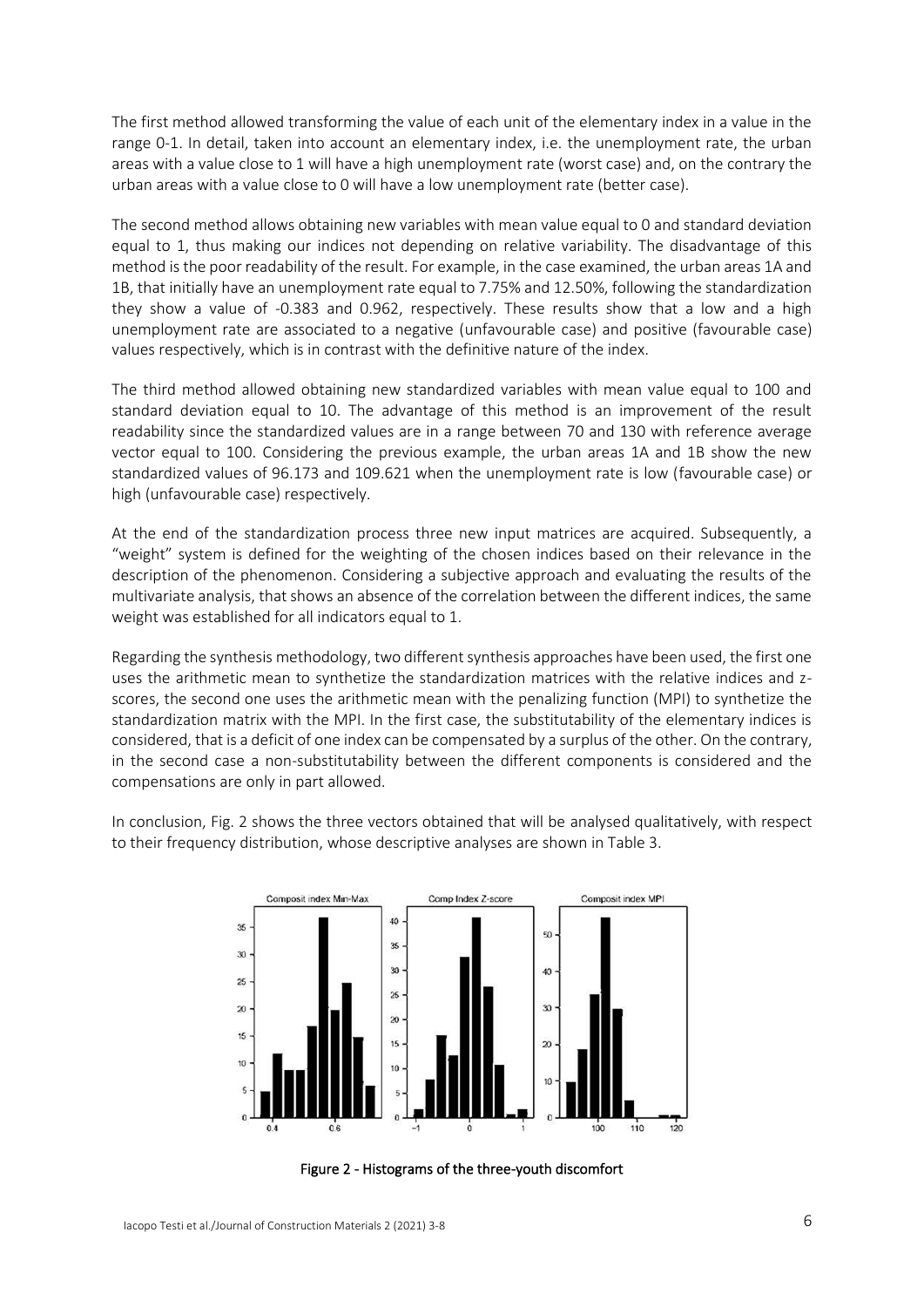The first method allowed transforming the value of each unit of the elementary index in a value in the range 0-1. In detail, taken into account an elementary index, i.e. the unemployment rate, the urban areas with a value close to 1 will have a high unemployment rate (worst case) and, on the contrary the urban areas with a value close to 0 will have a low unemployment rate (better case).

The second method allows obtaining new variables with mean value equal to 0 and standard deviation equal to 1, thus making our indices not depending on relative variability. The disadvantage of this method is the poor readability of the result. For example, in the case examined, the urban areas 1A and 1B, that initially have an unemployment rate equal to 7.75% and 12.50%, following the standardization they show a value of -0.383 and 0.962, respectively. These results show that a low and a high unemployment rate are associated to a negative (unfavourable case) and positive (favourable case) values respectively, which is in contrast with the definitive nature of the index.

The third method allowed obtaining new standardized variables with mean value equal to 100 and standard deviation equal to 10. The advantage of this method is an improvement of the result readability since the standardized values are in a range between 70 and 130 with reference average vector equal to 100. Considering the previous example, the urban areas 1A and 1B show the new standardized values of 96.173 and 109.621 when the unemployment rate is low (favourable case) or high (unfavourable case) respectively.

At the end of the standardization process three new input matrices are acquired. Subsequently, a "weight" system is defined for the weighting of the chosen indices based on their relevance in the description of the phenomenon. Considering a subjective approach and evaluating the results of the multivariate analysis, that shows an absence of the correlation between the different indices, the same weight was established for all indicators equal to 1.

Regarding the synthesis methodology, two different synthesis approaches have been used, the first one uses the arithmetic mean to synthetize the standardization matrices with the relative indices and z-scores, the second one uses the arithmetic mean with the penalizing function (MPI) to synthetize the standardization matrix with the MPI. In the first case, the substitutability of the elementary indices is considered, that is a deficit of one index can be compensated by a surplus of the other. On the contrary, in the second case a non-substitutability between the different components is considered and the compensations are only in part allowed.

In conclusion, Fig. 2 shows the three vectors obtained that will be analysed qualitatively, with respect to their frequency distribution, whose descriptive analyses are shown in Table 3.

Figure 2 - Histograms of the three-youth discomfort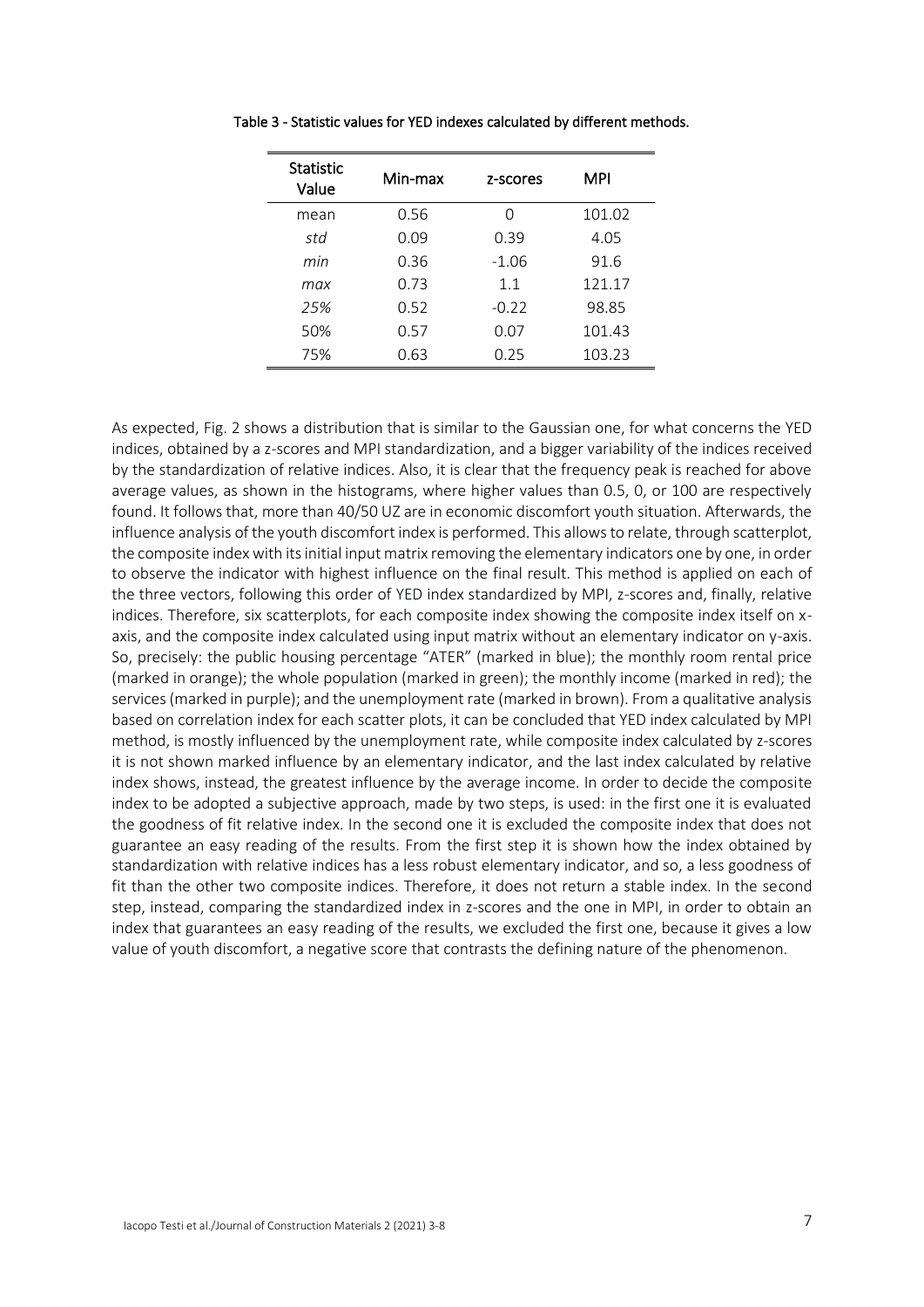Table 3 - Statistic values for YED indexes calculated by different methods.

| Statistic Value | Min-max | z-scores | MPI |
| --- | --- | --- | --- |
| mean | 0.56 | 0 | 101.02 |
| *std* | 0.09 | 0.39 | 4.05 |
| *min* | 0.36 | -1.06 | 91.6 |
| *max* | 0.73 | 1.1 | 121.17 |
| *25%* | 0.52 | -0.22 | 98.85 |
| 50% | 0.57 | 0.07 | 101.43 |
| 75% | 0.63 | 0.25 | 103.23 |

As expected, Fig. 2 shows a distribution that is similar to the Gaussian one, for what concerns the YED indices, obtained by a z-scores and MPI standardization, and a bigger variability of the indices received by the standardization of relative indices. Also, it is clear that the frequency peak is reached for above average values, as shown in the histograms, where higher values than 0.5, 0, or 100 are respectively found. It follows that, more than 40/50 UZ are in economic discomfort youth situation. Afterwards, the influence analysis of the youth discomfort index is performed. This allows to relate, through scatterplot, the composite index with its initial input matrix removing the elementary indicators one by one, in order to observe the indicator with highest influence on the final result. This method is applied on each of the three vectors, following this order of YED index standardized by MPI, z-scores and, finally, relative indices. Therefore, six scatterplots, for each composite index showing the composite index itself on x-axis, and the composite index calculated using input matrix without an elementary indicator on y-axis. So, precisely: the public housing percentage "ATER" (marked in blue); the monthly room rental price (marked in orange); the whole population (marked in green); the monthly income (marked in red); the services (marked in purple); and the unemployment rate (marked in brown). From a qualitative analysis based on correlation index for each scatter plots, it can be concluded that YED index calculated by MPI method, is mostly influenced by the unemployment rate, while composite index calculated by z-scores it is not shown marked influence by an elementary indicator, and the last index calculated by relative index shows, instead, the greatest influence by the average income. In order to decide the composite index to be adopted a subjective approach, made by two steps, is used: in the first one it is evaluated the goodness of fit relative index. In the second one it is excluded the composite index that does not guarantee an easy reading of the results. From the first step it is shown how the index obtained by standardization with relative indices has a less robust elementary indicator, and so, a less goodness of fit than the other two composite indices. Therefore, it does not return a stable index. In the second step, instead, comparing the standardized index in z-scores and the one in MPI, in order to obtain an index that guarantees an easy reading of the results, we excluded the first one, because it gives a low value of youth discomfort, a negative score that contrasts the defining nature of the phenomenon.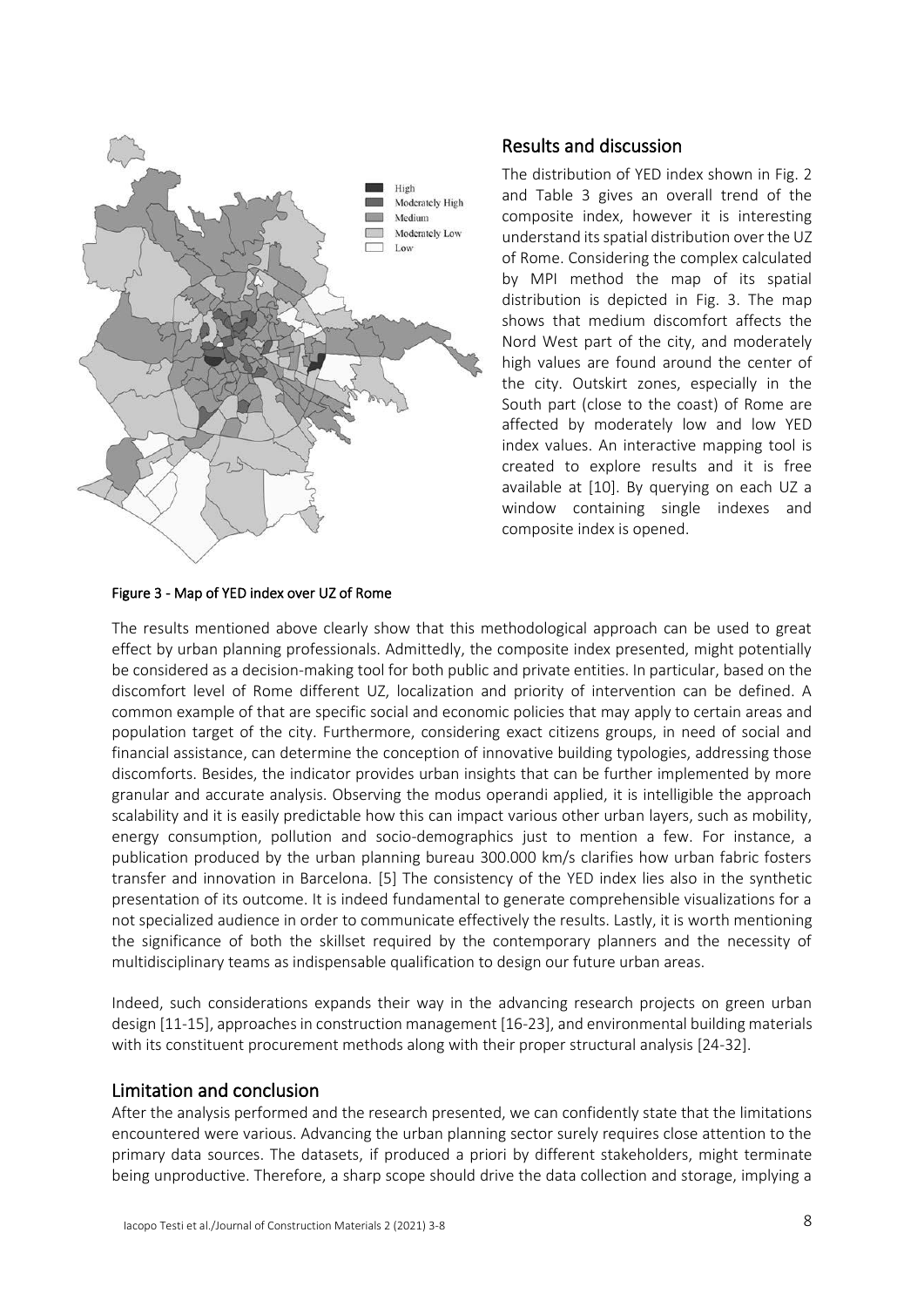## Results and discussion

The distribution of YED index shown in Fig. 2 and Table 3 gives an overall trend of the composite index, however it is interesting understand its spatial distribution over the UZ of Rome. Considering the complex calculated by MPI method the map of its spatial distribution is depicted in Fig. 3. The map shows that medium discomfort affects the Nord West part of the city, and moderately high values are found around the center of the city. Outskirt zones, especially in the South part (close to the coast) of Rome are affected by moderately low and low YED index values. An interactive mapping tool is created to explore results and it is free available at [10]. By querying on each UZ a window containing single indexes and composite index is opened.

**Figure 3 - Map of YED index over UZ of Rome**

The results mentioned above clearly show that this methodological approach can be used to great effect by urban planning professionals. Admittedly, the composite index presented, might potentially be considered as a decision-making tool for both public and private entities. In particular, based on the discomfort level of Rome different UZ, localization and priority of intervention can be defined. A common example of that are specific social and economic policies that may apply to certain areas and population target of the city. Furthermore, considering exact citizens groups, in need of social and financial assistance, can determine the conception of innovative building typologies, addressing those discomforts. Besides, the indicator provides urban insights that can be further implemented by more granular and accurate analysis. Observing the modus operandi applied, it is intelligible the approach scalability and it is easily predictable how this can impact various other urban layers, such as mobility, energy consumption, pollution and socio-demographics just to mention a few. For instance, a publication produced by the urban planning bureau 300.000 km/s clarifies how urban fabric fosters transfer and innovation in Barcelona. [5] The consistency of the YED index lies also in the synthetic presentation of its outcome. It is indeed fundamental to generate comprehensible visualizations for a not specialized audience in order to communicate effectively the results. Lastly, it is worth mentioning the significance of both the skillset required by the contemporary planners and the necessity of multidisciplinary teams as indispensable qualification to design our future urban areas.

Indeed, such considerations expands their way in the advancing research projects on green urban design [11-15], approaches in construction management [16-23], and environmental building materials with its constituent procurement methods along with their proper structural analysis [24-32].

## Limitation and conclusion

After the analysis performed and the research presented, we can confidently state that the limitations encountered were various. Advancing the urban planning sector surely requires close attention to the primary data sources. The datasets, if produced a priori by different stakeholders, might terminate being unproductive. Therefore, a sharp scope should drive the data collection and storage, implying a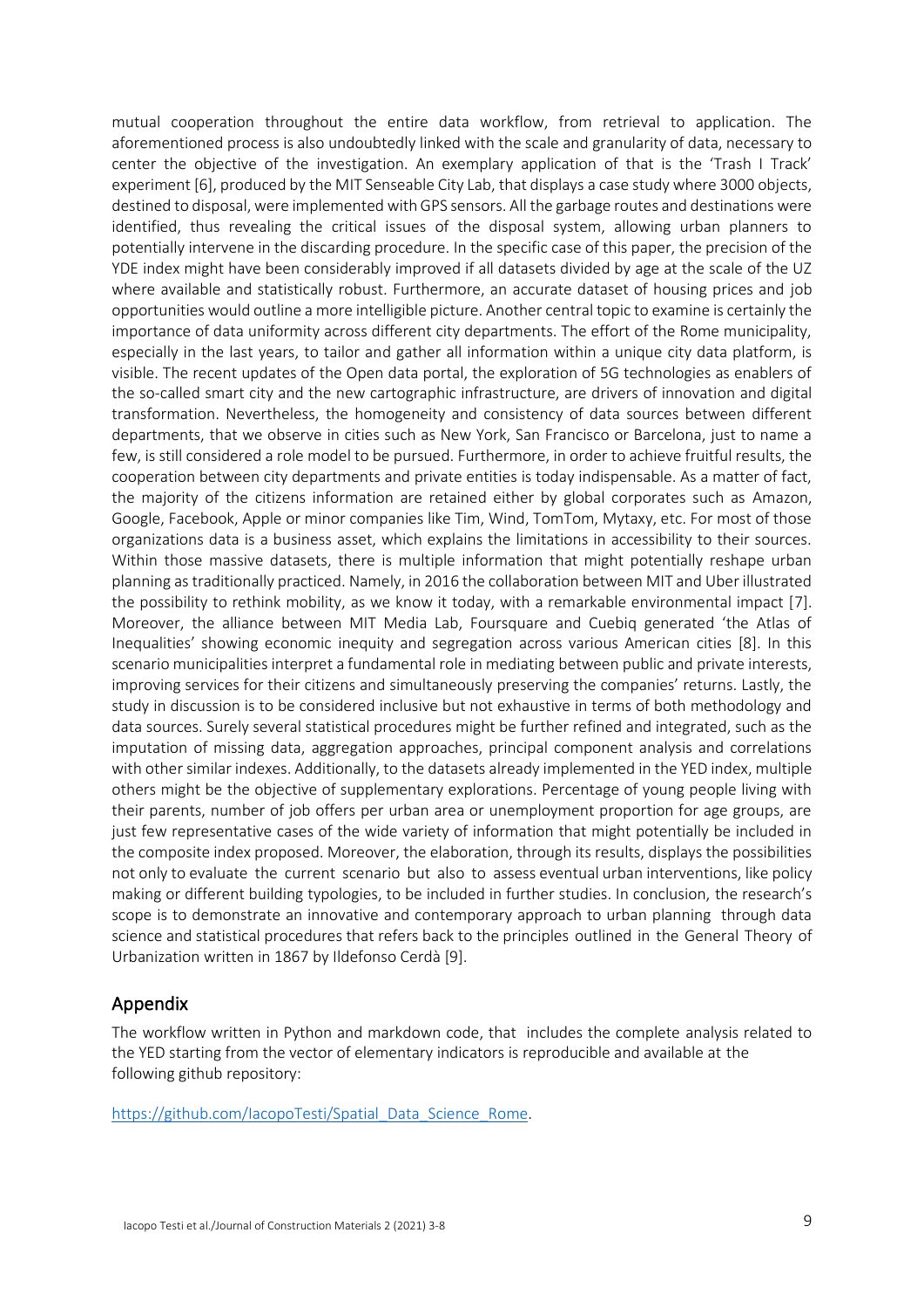mutual cooperation throughout the entire data workflow, from retrieval to application. The aforementioned process is also undoubtedly linked with the scale and granularity of data, necessary to center the objective of the investigation. An exemplary application of that is the 'Trash I Track' experiment [6], produced by the MIT Senseable City Lab, that displays a case study where 3000 objects, destined to disposal, were implemented with GPS sensors. All the garbage routes and destinations were identified, thus revealing the critical issues of the disposal system, allowing urban planners to potentially intervene in the discarding procedure. In the specific case of this paper, the precision of the YDE index might have been considerably improved if all datasets divided by age at the scale of the UZ where available and statistically robust. Furthermore, an accurate dataset of housing prices and job opportunities would outline a more intelligible picture. Another central topic to examine is certainly the importance of data uniformity across different city departments. The effort of the Rome municipality, especially in the last years, to tailor and gather all information within a unique city data platform, is visible. The recent updates of the Open data portal, the exploration of 5G technologies as enablers of the so-called smart city and the new cartographic infrastructure, are drivers of innovation and digital transformation. Nevertheless, the homogeneity and consistency of data sources between different departments, that we observe in cities such as New York, San Francisco or Barcelona, just to name a few, is still considered a role model to be pursued. Furthermore, in order to achieve fruitful results, the cooperation between city departments and private entities is today indispensable. As a matter of fact, the majority of the citizens information are retained either by global corporates such as Amazon, Google, Facebook, Apple or minor companies like Tim, Wind, TomTom, Mytaxy, etc. For most of those organizations data is a business asset, which explains the limitations in accessibility to their sources. Within those massive datasets, there is multiple information that might potentially reshape urban planning as traditionally practiced. Namely, in 2016 the collaboration between MIT and Uber illustrated the possibility to rethink mobility, as we know it today, with a remarkable environmental impact [7]. Moreover, the alliance between MIT Media Lab, Foursquare and Cuebiq generated 'the Atlas of Inequalities' showing economic inequity and segregation across various American cities [8]. In this scenario municipalities interpret a fundamental role in mediating between public and private interests, improving services for their citizens and simultaneously preserving the companies' returns. Lastly, the study in discussion is to be considered inclusive but not exhaustive in terms of both methodology and data sources. Surely several statistical procedures might be further refined and integrated, such as the imputation of missing data, aggregation approaches, principal component analysis and correlations with other similar indexes. Additionally, to the datasets already implemented in the YED index, multiple others might be the objective of supplementary explorations. Percentage of young people living with their parents, number of job offers per urban area or unemployment proportion for age groups, are just few representative cases of the wide variety of information that might potentially be included in the composite index proposed. Moreover, the elaboration, through its results, displays the possibilities not only to evaluate the current scenario but also to assess eventual urban interventions, like policy making or different building typologies, to be included in further studies. In conclusion, the research's scope is to demonstrate an innovative and contemporary approach to urban planning through data science and statistical procedures that refers back to the principles outlined in the General Theory of Urbanization written in 1867 by Ildefonso Cerdà [9].

## Appendix

The workflow written in Python and markdown code, that includes the complete analysis related to the YED starting from the vector of elementary indicators is reproducible and available at the following github repository:

https://github.com/IacopoTesti/Spatial_Data_Science_Rome.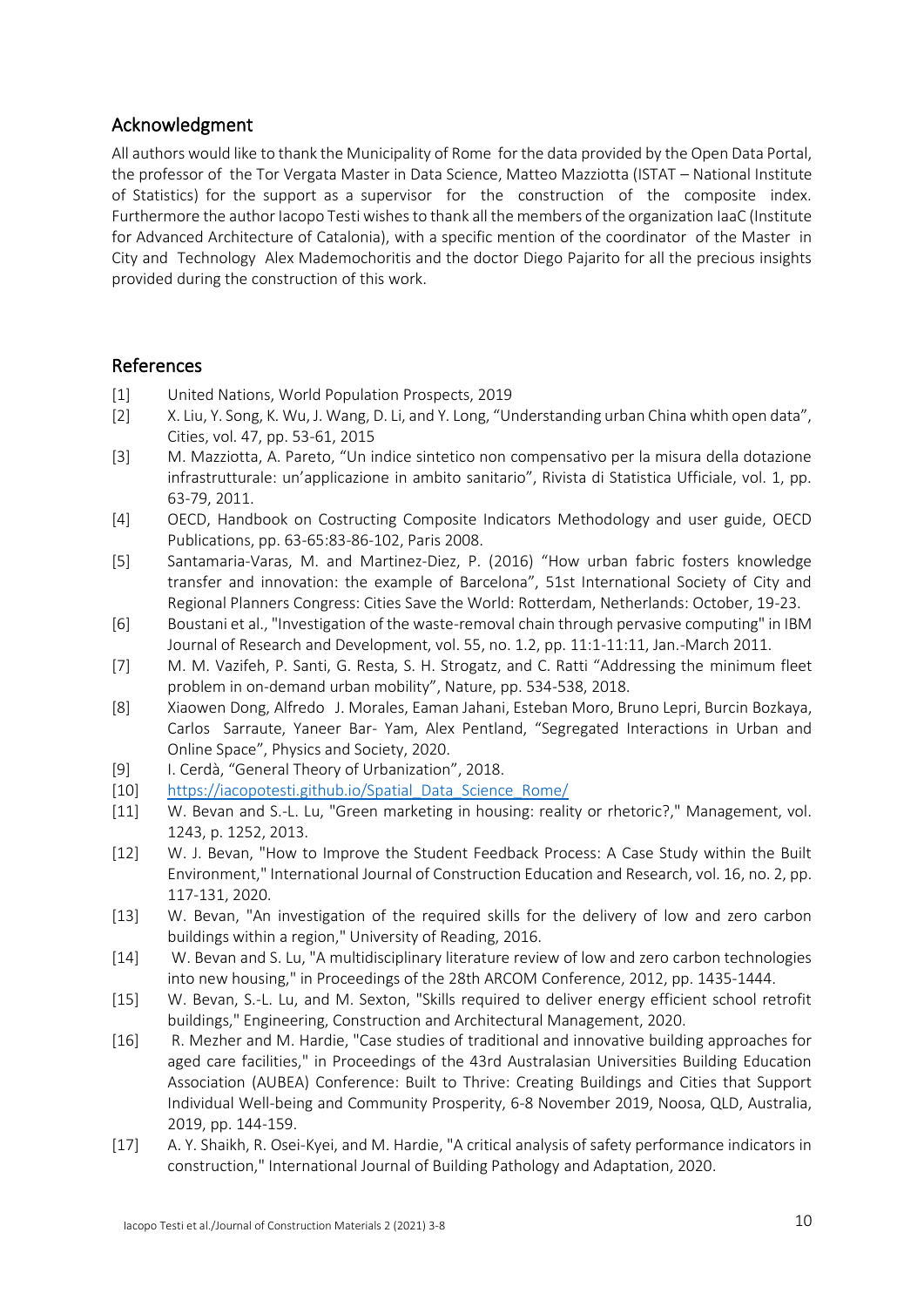## Acknowledgment

All authors would like to thank the Municipality of Rome for the data provided by the Open Data Portal, the professor of the Tor Vergata Master in Data Science, Matteo Mazziotta (ISTAT – National Institute of Statistics) for the support as a supervisor for the construction of the composite index. Furthermore the author Iacopo Testi wishes to thank all the members of the organization IaaC (Institute for Advanced Architecture of Catalonia), with a specific mention of the coordinator of the Master in City and Technology Alex Mademochoritis and the doctor Diego Pajarito for all the precious insights provided during the construction of this work.

## References

[1] United Nations, World Population Prospects, 2019

[2] X. Liu, Y. Song, K. Wu, J. Wang, D. Li, and Y. Long, "Understanding urban China whith open data", Cities, vol. 47, pp. 53-61, 2015

[3] M. Mazziotta, A. Pareto, "Un indice sintetico non compensativo per la misura della dotazione infrastrutturale: un'applicazione in ambito sanitario", Rivista di Statistica Ufficiale, vol. 1, pp. 63-79, 2011.

[4] OECD, Handbook on Costructing Composite Indicators Methodology and user guide, OECD Publications, pp. 63-65:83-86-102, Paris 2008.

[5] Santamaria-Varas, M. and Martinez-Diez, P. (2016) "How urban fabric fosters knowledge transfer and innovation: the example of Barcelona", 51st International Society of City and Regional Planners Congress: Cities Save the World: Rotterdam, Netherlands: October, 19-23.

[6] Boustani et al., "Investigation of the waste-removal chain through pervasive computing" in IBM Journal of Research and Development, vol. 55, no. 1.2, pp. 11:1-11:11, Jan.-March 2011.

[7] M. M. Vazifeh, P. Santi, G. Resta, S. H. Strogatz, and C. Ratti "Addressing the minimum fleet problem in on-demand urban mobility", Nature, pp. 534-538, 2018.

[8] Xiaowen Dong, Alfredo J. Morales, Eaman Jahani, Esteban Moro, Bruno Lepri, Burcin Bozkaya, Carlos Sarraute, Yaneer Bar- Yam, Alex Pentland, "Segregated Interactions in Urban and Online Space", Physics and Society, 2020.

[9] I. Cerdà, "General Theory of Urbanization", 2018.

[10] https://iacopotesti.github.io/Spatial_Data_Science_Rome/

[11] W. Bevan and S.-L. Lu, "Green marketing in housing: reality or rhetoric?," Management, vol. 1243, p. 1252, 2013.

[12] W. J. Bevan, "How to Improve the Student Feedback Process: A Case Study within the Built Environment," International Journal of Construction Education and Research, vol. 16, no. 2, pp. 117-131, 2020.

[13] W. Bevan, "An investigation of the required skills for the delivery of low and zero carbon buildings within a region," University of Reading, 2016.

[14] W. Bevan and S. Lu, "A multidisciplinary literature review of low and zero carbon technologies into new housing," in Proceedings of the 28th ARCOM Conference, 2012, pp. 1435-1444.

[15] W. Bevan, S.-L. Lu, and M. Sexton, "Skills required to deliver energy efficient school retrofit buildings," Engineering, Construction and Architectural Management, 2020.

[16] R. Mezher and M. Hardie, "Case studies of traditional and innovative building approaches for aged care facilities," in Proceedings of the 43rd Australasian Universities Building Education Association (AUBEA) Conference: Built to Thrive: Creating Buildings and Cities that Support Individual Well-being and Community Prosperity, 6-8 November 2019, Noosa, QLD, Australia, 2019, pp. 144-159.

[17] A. Y. Shaikh, R. Osei-Kyei, and M. Hardie, "A critical analysis of safety performance indicators in construction," International Journal of Building Pathology and Adaptation, 2020.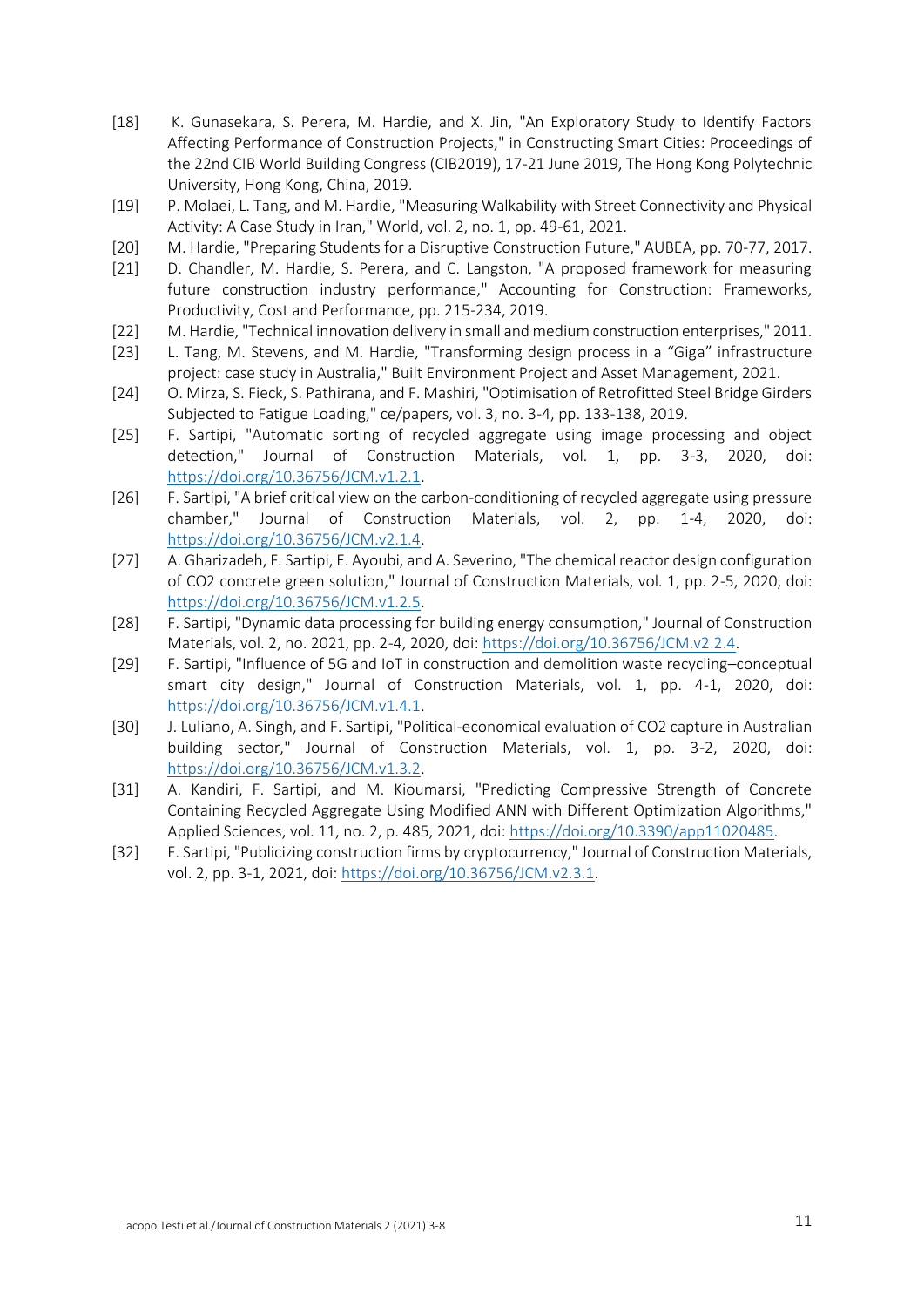[18] K. Gunasekara, S. Perera, M. Hardie, and X. Jin, "An Exploratory Study to Identify Factors Affecting Performance of Construction Projects," in Constructing Smart Cities: Proceedings of the 22nd CIB World Building Congress (CIB2019), 17-21 June 2019, The Hong Kong Polytechnic University, Hong Kong, China, 2019.

[19] P. Molaei, L. Tang, and M. Hardie, "Measuring Walkability with Street Connectivity and Physical Activity: A Case Study in Iran," World, vol. 2, no. 1, pp. 49-61, 2021.

[20] M. Hardie, "Preparing Students for a Disruptive Construction Future," AUBEA, pp. 70-77, 2017.

[21] D. Chandler, M. Hardie, S. Perera, and C. Langston, "A proposed framework for measuring future construction industry performance," Accounting for Construction: Frameworks, Productivity, Cost and Performance, pp. 215-234, 2019.

[22] M. Hardie, "Technical innovation delivery in small and medium construction enterprises," 2011.

[23] L. Tang, M. Stevens, and M. Hardie, "Transforming design process in a "Giga" infrastructure project: case study in Australia," Built Environment Project and Asset Management, 2021.

[24] O. Mirza, S. Fieck, S. Pathirana, and F. Mashiri, "Optimisation of Retrofitted Steel Bridge Girders Subjected to Fatigue Loading," ce/papers, vol. 3, no. 3-4, pp. 133-138, 2019.

[25] F. Sartipi, "Automatic sorting of recycled aggregate using image processing and object detection," Journal of Construction Materials, vol. 1, pp. 3-3, 2020, doi: https://doi.org/10.36756/JCM.v1.2.1.

[26] F. Sartipi, "A brief critical view on the carbon-conditioning of recycled aggregate using pressure chamber," Journal of Construction Materials, vol. 2, pp. 1-4, 2020, doi: https://doi.org/10.36756/JCM.v2.1.4.

[27] A. Gharizadeh, F. Sartipi, E. Ayoubi, and A. Severino, "The chemical reactor design configuration of CO2 concrete green solution," Journal of Construction Materials, vol. 1, pp. 2-5, 2020, doi: https://doi.org/10.36756/JCM.v1.2.5.

[28] F. Sartipi, "Dynamic data processing for building energy consumption," Journal of Construction Materials, vol. 2, no. 2021, pp. 2-4, 2020, doi: https://doi.org/10.36756/JCM.v2.2.4.

[29] F. Sartipi, "Influence of 5G and IoT in construction and demolition waste recycling–conceptual smart city design," Journal of Construction Materials, vol. 1, pp. 4-1, 2020, doi: https://doi.org/10.36756/JCM.v1.4.1.

[30] J. Luliano, A. Singh, and F. Sartipi, "Political-economical evaluation of CO2 capture in Australian building sector," Journal of Construction Materials, vol. 1, pp. 3-2, 2020, doi: https://doi.org/10.36756/JCM.v1.3.2.

[31] A. Kandiri, F. Sartipi, and M. Kioumarsi, "Predicting Compressive Strength of Concrete Containing Recycled Aggregate Using Modified ANN with Different Optimization Algorithms," Applied Sciences, vol. 11, no. 2, p. 485, 2021, doi: https://doi.org/10.3390/app11020485.

[32] F. Sartipi, "Publicizing construction firms by cryptocurrency," Journal of Construction Materials, vol. 2, pp. 3-1, 2021, doi: https://doi.org/10.36756/JCM.v2.3.1.